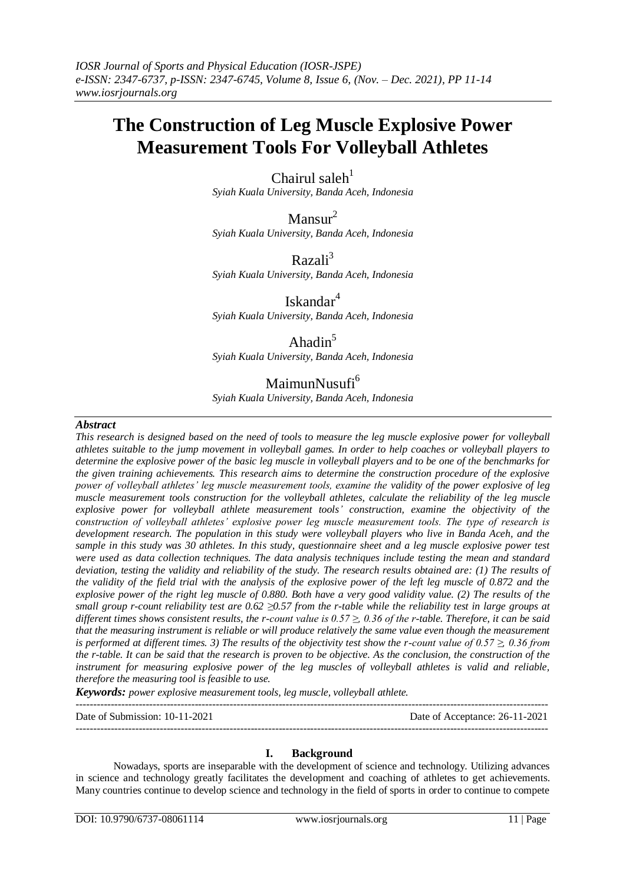# The Construction of Leg Muscle Explosive Power Measurement Tools For Volleyball Athletes

Chairul saleh[1]
*Syiah Kuala University, Banda Aceh, Indonesia*

Mansur[2]
*Syiah Kuala University, Banda Aceh, Indonesia*

Razali[3]
*Syiah Kuala University, Banda Aceh, Indonesia*

Iskandar[4]
*Syiah Kuala University, Banda Aceh, Indonesia*

Ahadin[5]
*Syiah Kuala University, Banda Aceh, Indonesia*

MaimunNusufi[6]
*Syiah Kuala University, Banda Aceh, Indonesia*

***Abstract***

*This research is designed based on the need of tools to measure the leg muscle explosive power for volleyball athletes suitable to the jump movement in volleyball games. In order to help coaches or volleyball players to determine the explosive power of the basic leg muscle in volleyball players and to be one of the benchmarks for the given training achievements. This research aims to determine the construction procedure of the explosive power of volleyball athletes' leg muscle measurement tools, examine the validity of the power explosive of leg muscle measurement tools construction for the volleyball athletes, calculate the reliability of the leg muscle explosive power for volleyball athlete measurement tools' construction, examine the objectivity of the construction of volleyball athletes' explosive power leg muscle measurement tools. The type of research is development research. The population in this study were volleyball players who live in Banda Aceh, and the sample in this study was 30 athletes. In this study, questionnaire sheet and a leg muscle explosive power test were used as data collection techniques. The data analysis techniques include testing the mean and standard deviation, testing the validity and reliability of the study. The research results obtained are: (1) The results of the validity of the field trial with the analysis of the explosive power of the left leg muscle of 0.872 and the explosive power of the right leg muscle of 0.880. Both have a very good validity value. (2) The results of the small group r-count reliability test are 0.62 ≥0.57 from the r-table while the reliability test in large groups at different times shows consistent results, the r-count value is 0.57 ≥ 0.36 of the r-table. Therefore, it can be said that the measuring instrument is reliable or will produce relatively the same value even though the measurement is performed at different times. 3) The results of the objectivity test show the r-count value of 0.57 ≥ 0.36 from the r-table. It can be said that the research is proven to be objective. As the conclusion, the construction of the instrument for measuring explosive power of the leg muscles of volleyball athletes is valid and reliable, therefore the measuring tool is feasible to use.*

***Keywords:*** *power explosive measurement tools, leg muscle, volleyball athlete.*

---

Date of Submission: 10-11-2021 Date of Acceptance: 26-11-2021

---

## I. Background

Nowadays, sports are inseparable with the development of science and technology. Utilizing advances in science and technology greatly facilitates the development and coaching of athletes to get achievements. Many countries continue to develop science and technology in the field of sports in order to continue to compete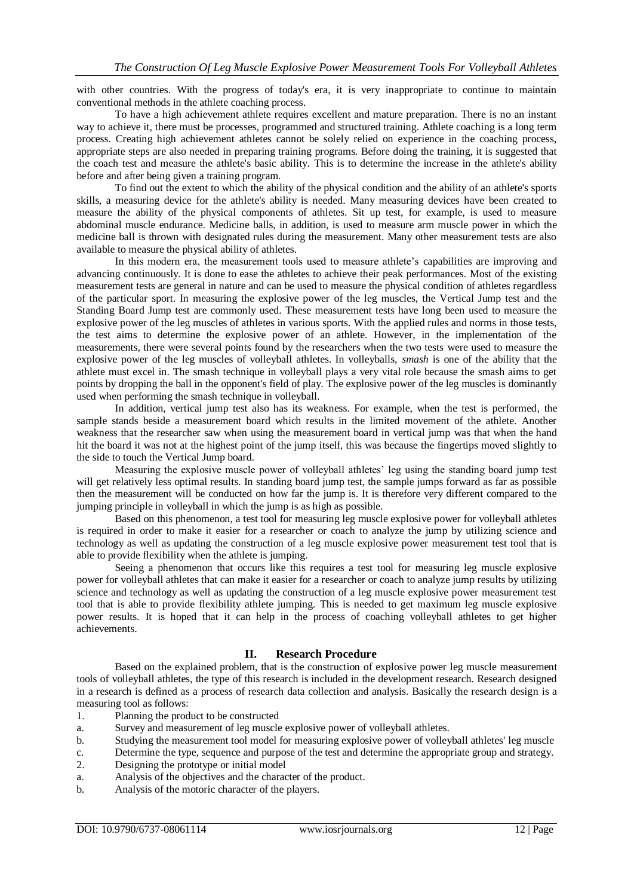with other countries. With the progress of today's era, it is very inappropriate to continue to maintain conventional methods in the athlete coaching process.

To have a high achievement athlete requires excellent and mature preparation. There is no an instant way to achieve it, there must be processes, programmed and structured training. Athlete coaching is a long term process. Creating high achievement athletes cannot be solely relied on experience in the coaching process, appropriate steps are also needed in preparing training programs. Before doing the training, it is suggested that the coach test and measure the athlete's basic ability. This is to determine the increase in the athlete's ability before and after being given a training program.

To find out the extent to which the ability of the physical condition and the ability of an athlete's sports skills, a measuring device for the athlete's ability is needed. Many measuring devices have been created to measure the ability of the physical components of athletes. Sit up test, for example, is used to measure abdominal muscle endurance. Medicine balls, in addition, is used to measure arm muscle power in which the medicine ball is thrown with designated rules during the measurement. Many other measurement tests are also available to measure the physical ability of athletes.

In this modern era, the measurement tools used to measure athlete's capabilities are improving and advancing continuously. It is done to ease the athletes to achieve their peak performances. Most of the existing measurement tests are general in nature and can be used to measure the physical condition of athletes regardless of the particular sport. In measuring the explosive power of the leg muscles, the Vertical Jump test and the Standing Board Jump test are commonly used. These measurement tests have long been used to measure the explosive power of the leg muscles of athletes in various sports. With the applied rules and norms in those tests, the test aims to determine the explosive power of an athlete. However, in the implementation of the measurements, there were several points found by the researchers when the two tests were used to measure the explosive power of the leg muscles of volleyball athletes. In volleyballs, *smash* is one of the ability that the athlete must excel in. The smash technique in volleyball plays a very vital role because the smash aims to get points by dropping the ball in the opponent's field of play. The explosive power of the leg muscles is dominantly used when performing the smash technique in volleyball.

In addition, vertical jump test also has its weakness. For example, when the test is performed, the sample stands beside a measurement board which results in the limited movement of the athlete. Another weakness that the researcher saw when using the measurement board in vertical jump was that when the hand hit the board it was not at the highest point of the jump itself, this was because the fingertips moved slightly to the side to touch the Vertical Jump board.

Measuring the explosive muscle power of volleyball athletes' leg using the standing board jump test will get relatively less optimal results. In standing board jump test, the sample jumps forward as far as possible then the measurement will be conducted on how far the jump is. It is therefore very different compared to the jumping principle in volleyball in which the jump is as high as possible.

Based on this phenomenon, a test tool for measuring leg muscle explosive power for volleyball athletes is required in order to make it easier for a researcher or coach to analyze the jump by utilizing science and technology as well as updating the construction of a leg muscle explosive power measurement test tool that is able to provide flexibility when the athlete is jumping.

Seeing a phenomenon that occurs like this requires a test tool for measuring leg muscle explosive power for volleyball athletes that can make it easier for a researcher or coach to analyze jump results by utilizing science and technology as well as updating the construction of a leg muscle explosive power measurement test tool that is able to provide flexibility athlete jumping. This is needed to get maximum leg muscle explosive power results. It is hoped that it can help in the process of coaching volleyball athletes to get higher achievements.

## II. Research Procedure

Based on the explained problem, that is the construction of explosive power leg muscle measurement tools of volleyball athletes, the type of this research is included in the development research. Research designed in a research is defined as a process of research data collection and analysis. Basically the research design is a measuring tool as follows:

1. Planning the product to be constructed
   a. Survey and measurement of leg muscle explosive power of volleyball athletes.
   b. Studying the measurement tool model for measuring explosive power of volleyball athletes' leg muscle
   c. Determine the type, sequence and purpose of the test and determine the appropriate group and strategy.
2. Designing the prototype or initial model
   a. Analysis of the objectives and the character of the product.
   b. Analysis of the motoric character of the players.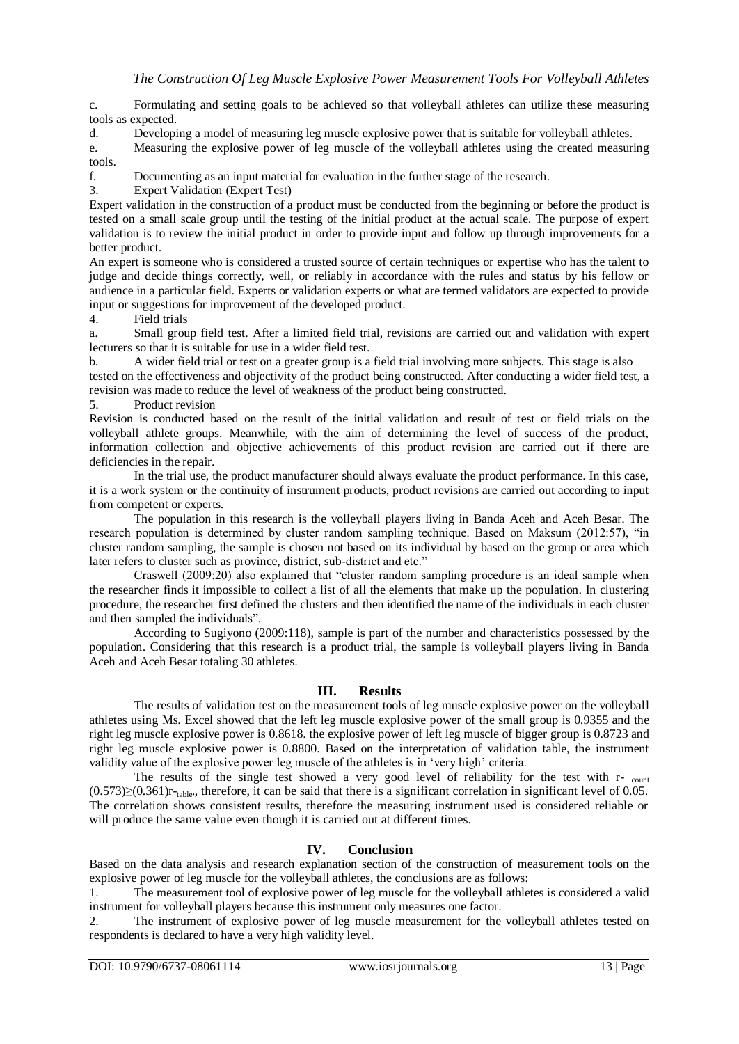c. Formulating and setting goals to be achieved so that volleyball athletes can utilize these measuring tools as expected.

d. Developing a model of measuring leg muscle explosive power that is suitable for volleyball athletes.

e. Measuring the explosive power of leg muscle of the volleyball athletes using the created measuring tools.

f. Documenting as an input material for evaluation in the further stage of the research.

3. Expert Validation (Expert Test)

Expert validation in the construction of a product must be conducted from the beginning or before the product is tested on a small scale group until the testing of the initial product at the actual scale. The purpose of expert validation is to review the initial product in order to provide input and follow up through improvements for a better product.

An expert is someone who is considered a trusted source of certain techniques or expertise who has the talent to judge and decide things correctly, well, or reliably in accordance with the rules and status by his fellow or audience in a particular field. Experts or validation experts or what are termed validators are expected to provide input or suggestions for improvement of the developed product.

4. Field trials

a. Small group field test. After a limited field trial, revisions are carried out and validation with expert lecturers so that it is suitable for use in a wider field test.

b. A wider field trial or test on a greater group is a field trial involving more subjects. This stage is also tested on the effectiveness and objectivity of the product being constructed. After conducting a wider field test, a revision was made to reduce the level of weakness of the product being constructed.

5. Product revision

Revision is conducted based on the result of the initial validation and result of test or field trials on the volleyball athlete groups. Meanwhile, with the aim of determining the level of success of the product, information collection and objective achievements of this product revision are carried out if there are deficiencies in the repair.

In the trial use, the product manufacturer should always evaluate the product performance. In this case, it is a work system or the continuity of instrument products, product revisions are carried out according to input from competent or experts.

The population in this research is the volleyball players living in Banda Aceh and Aceh Besar. The research population is determined by cluster random sampling technique. Based on Maksum (2012:57), "in cluster random sampling, the sample is chosen not based on its individual by based on the group or area which later refers to cluster such as province, district, sub-district and etc."

Craswell (2009:20) also explained that "cluster random sampling procedure is an ideal sample when the researcher finds it impossible to collect a list of all the elements that make up the population. In clustering procedure, the researcher first defined the clusters and then identified the name of the individuals in each cluster and then sampled the individuals".

According to Sugiyono (2009:118), sample is part of the number and characteristics possessed by the population. Considering that this research is a product trial, the sample is volleyball players living in Banda Aceh and Aceh Besar totaling 30 athletes.

## III. Results

The results of validation test on the measurement tools of leg muscle explosive power on the volleyball athletes using Ms. Excel showed that the left leg muscle explosive power of the small group is 0.9355 and the right leg muscle explosive power is 0.8618. the explosive power of left leg muscle of bigger group is 0.8723 and right leg muscle explosive power is 0.8800. Based on the interpretation of validation table, the instrument validity value of the explosive power leg muscle of the athletes is in 'very high' criteria.

The results of the single test showed a very good level of reliability for the test with $r_{count}$ $(0.573) \geq (0.361) r_{table}$, therefore, it can be said that there is a significant correlation in significant level of 0.05. The correlation shows consistent results, therefore the measuring instrument used is considered reliable or will produce the same value even though it is carried out at different times.

## IV. Conclusion

Based on the data analysis and research explanation section of the construction of measurement tools on the explosive power of leg muscle for the volleyball athletes, the conclusions are as follows:

1. The measurement tool of explosive power of leg muscle for the volleyball athletes is considered a valid instrument for volleyball players because this instrument only measures one factor.
2. The instrument of explosive power of leg muscle measurement for the volleyball athletes tested on respondents is declared to have a very high validity level.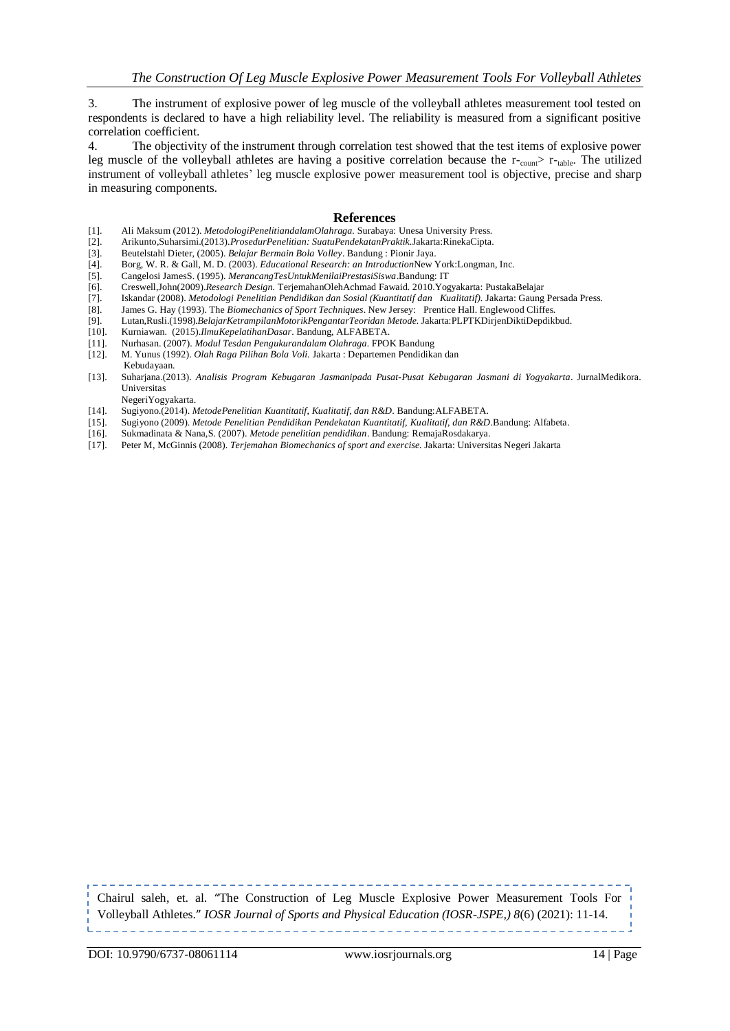3. The instrument of explosive power of leg muscle of the volleyball athletes measurement tool tested on respondents is declared to have a high reliability level. The reliability is measured from a significant positive correlation coefficient.

4. The objectivity of the instrument through correlation test showed that the test items of explosive power leg muscle of the volleyball athletes are having a positive correlation because the $r_{count} > r_{table}$. The utilized instrument of volleyball athletes' leg muscle explosive power measurement tool is objective, precise and sharp in measuring components.

## References

[1]. Ali Maksum (2012). *MetodologiPenelitiandalamOlahraga.* Surabaya: Unesa University Press.
[2]. Arikunto,Suharsimi.(2013).*ProsedurPenelitian: SuatuPendekatanPraktik*.Jakarta:RinekaCipta.
[3]. Beutelstahl Dieter, (2005). *Belajar Bermain Bola Volley*. Bandung : Pionir Jaya.
[4]. Borg, W. R. & Gall, M. D. (2003). *Educational Research: an Introduction*New York:Longman, Inc.
[5]. Cangelosi JamesS. (1995). *MerancangTesUntukMenilaiPrestasiSiswa*.Bandung: IT
[6]. Creswell,John(2009).*Research Design.* TerjemahanOlehAchmad Fawaid. 2010.Yogyakarta: PustakaBelajar
[7]. Iskandar (2008). *Metodologi Penelitian Pendidikan dan Sosial (Kuantitatif dan Kualitatif).* Jakarta: Gaung Persada Press.
[8]. James G. Hay (1993). The *Biomechanics of Sport Techniques*. New Jersey: Prentice Hall. Englewood Cliffes.
[9]. Lutan,Rusli.(1998).*BelajarKetrampilanMotorikPengantarTeoridan Metode.* Jakarta:PLPTKDirjenDiktiDepdikbud.
[10]. Kurniawan. (2015).*IlmuKepelatihanDasar*. Bandung, ALFABETA.
[11]. Nurhasan. (2007). *Modul Tesdan Pengukurandalam Olahraga*. FPOK Bandung
[12]. M. Yunus (1992). *Olah Raga Pilihan Bola Voli.* Jakarta : Departemen Pendidikan dan Kebudayaan.
[13]. Suharjana.(2013). *Analisis Program Kebugaran Jasmanipada Pusat-Pusat Kebugaran Jasmani di Yogyakarta*. JurnalMedikora. Universitas NegeriYogyakarta.
[14]. Sugiyono.(2014). *MetodePenelitian Kuantitatif, Kualitatif, dan R&D*. Bandung:ALFABETA.
[15]. Sugiyono (2009). *Metode Penelitian Pendidikan Pendekatan Kuantitatif, Kualitatif, dan R&D*.Bandung: Alfabeta.
[16]. Sukmadinata & Nana,S. (2007). *Metode penelitian pendidikan*. Bandung: RemajaRosdakarya.
[17]. Peter M, McGinnis (2008). *Terjemahan Biomechanics of sport and exercise.* Jakarta: Universitas Negeri Jakarta

Chairul saleh, et. al. "The Construction of Leg Muscle Explosive Power Measurement Tools For Volleyball Athletes." *IOSR Journal of Sports and Physical Education (IOSR-JSPE,) 8*(6) (2021): 11-14.